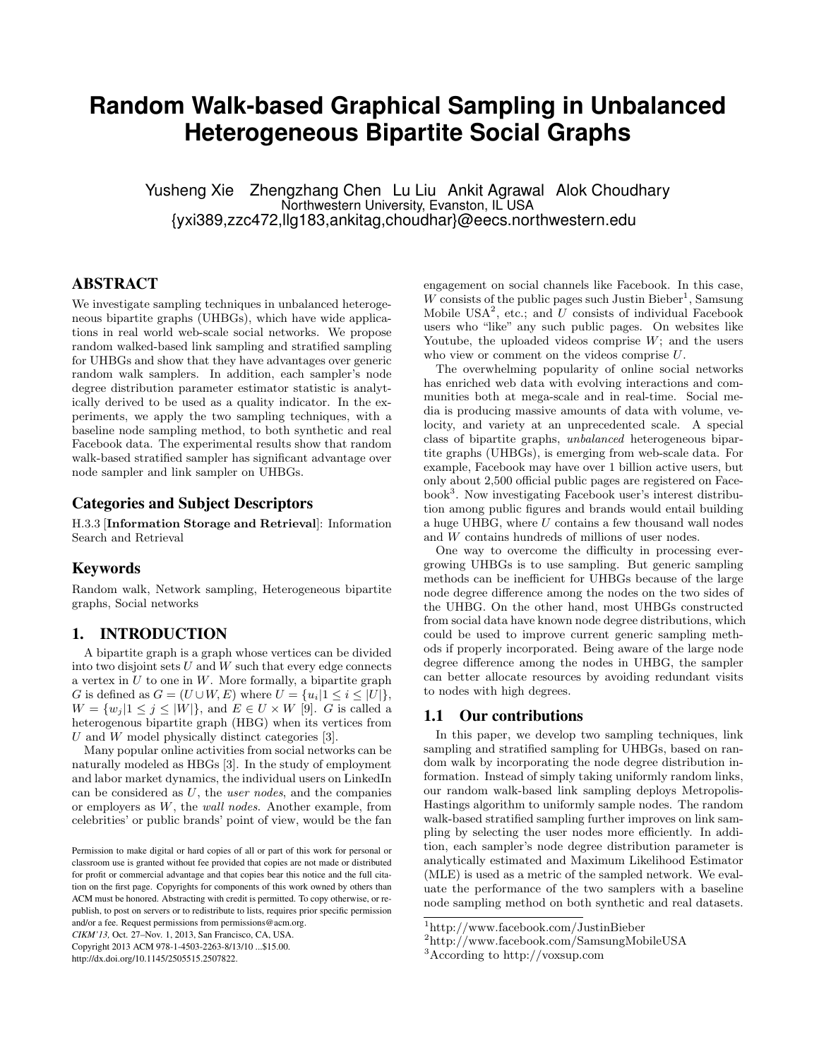# Random Walk-based Graphical Sampling in Unbalanced Heterogeneous Bipartite Social Graphs

Yusheng Xie Zhengzhang Chen Lu Liu Ankit Agrawal Alok Choudhary
Northwestern University, Evanston, IL USA
{yxi389,zzc472,llg183,ankitag,choudhar}@eecs.northwestern.edu

## ABSTRACT

We investigate sampling techniques in unbalanced heterogeneous bipartite graphs (UHBGs), which have wide applications in real world web-scale social networks. We propose random walked-based link sampling and stratified sampling for UHBGs and show that they have advantages over generic random walk samplers. In addition, each sampler's node degree distribution parameter estimator statistic is analytically derived to be used as a quality indicator. In the experiments, we apply the two sampling techniques, with a baseline node sampling method, to both synthetic and real Facebook data. The experimental results show that random walk-based stratified sampler has significant advantage over node sampler and link sampler on UHBGs.

## Categories and Subject Descriptors

H.3.3 [**Information Storage and Retrieval**]: Information Search and Retrieval

## Keywords

Random walk, Network sampling, Heterogeneous bipartite graphs, Social networks

## 1. INTRODUCTION

A bipartite graph is a graph whose vertices can be divided into two disjoint sets $U$ and $W$ such that every edge connects a vertex in $U$ to one in $W$. More formally, a bipartite graph $G$ is defined as $G = (U \cup W, E)$ where $U = \{u_i | 1 \leq i \leq |U|\}$, $W = \{w_j | 1 \leq j \leq |W|\}$, and $E \in U \times W$ [9]. $G$ is called a heterogenous bipartite graph (HBG) when its vertices from $U$ and $W$ model physically distinct categories [3].

Many popular online activities from social networks can be naturally modeled as HBGs [3]. In the study of employment and labor market dynamics, the individual users on LinkedIn can be considered as $U$, the *user nodes*, and the companies or employers as $W$, the *wall nodes*. Another example, from celebrities' or public brands' point of view, would be the fan engagement on social channels like Facebook. In this case, $W$ consists of the public pages such Justin Bieber[1], Samsung Mobile USA[2], etc.; and $U$ consists of individual Facebook users who "like" any such public pages. On websites like Youtube, the uploaded videos comprise $W$; and the users who view or comment on the videos comprise $U$.

The overwhelming popularity of online social networks has enriched web data with evolving interactions and communities both at mega-scale and in real-time. Social media is producing massive amounts of data with volume, velocity, and variety at an unprecedented scale. A special class of bipartite graphs, *unbalanced* heterogeneous bipartite graphs (UHBGs), is emerging from web-scale data. For example, Facebook may have over 1 billion active users, but only about 2,500 official public pages are registered on Facebook[3]. Now investigating Facebook user's interest distribution among public figures and brands would entail building a huge UHBG, where $U$ contains a few thousand wall nodes and $W$ contains hundreds of millions of user nodes.

One way to overcome the difficulty in processing ever-growing UHBGs is to use sampling. But generic sampling methods can be inefficient for UHBGs because of the large node degree difference among the nodes on the two sides of the UHBG. On the other hand, most UHBGs constructed from social data have known node degree distributions, which could be used to improve current generic sampling methods if properly incorporated. Being aware of the large node degree difference among the nodes in UHBG, the sampler can better allocate resources by avoiding redundant visits to nodes with high degrees.

### 1.1 Our contributions

In this paper, we develop two sampling techniques, link sampling and stratified sampling for UHBGs, based on random walk by incorporating the node degree distribution information. Instead of simply taking uniformly random links, our random walk-based link sampling deploys Metropolis-Hastings algorithm to uniformly sample nodes. The random walk-based stratified sampling further improves on link sampling by selecting the user nodes more efficiently. In addition, each sampler's node degree distribution parameter is analytically estimated and Maximum Likelihood Estimator (MLE) is used as a metric of the sampled network. We evaluate the performance of the two samplers with a baseline node sampling method on both synthetic and real datasets.

Permission to make digital or hard copies of all or part of this work for personal or classroom use is granted without fee provided that copies are not made or distributed for profit or commercial advantage and that copies bear this notice and the full citation on the first page. Copyrights for components of this work owned by others than ACM must be honored. Abstracting with credit is permitted. To copy otherwise, or republish, to post on servers or to redistribute to lists, requires prior specific permission and/or a fee. Request permissions from permissions@acm.org.
*CIKM'13,* Oct. 27–Nov. 1, 2013, San Francisco, CA, USA.
Copyright 2013 ACM 978-1-4503-2263-8/13/10 ...$15.00.
http://dx.doi.org/10.1145/2505515.2507822.

[1] http://www.facebook.com/JustinBieber
[2] http://www.facebook.com/SamsungMobileUSA
[3] According to http://voxsup.com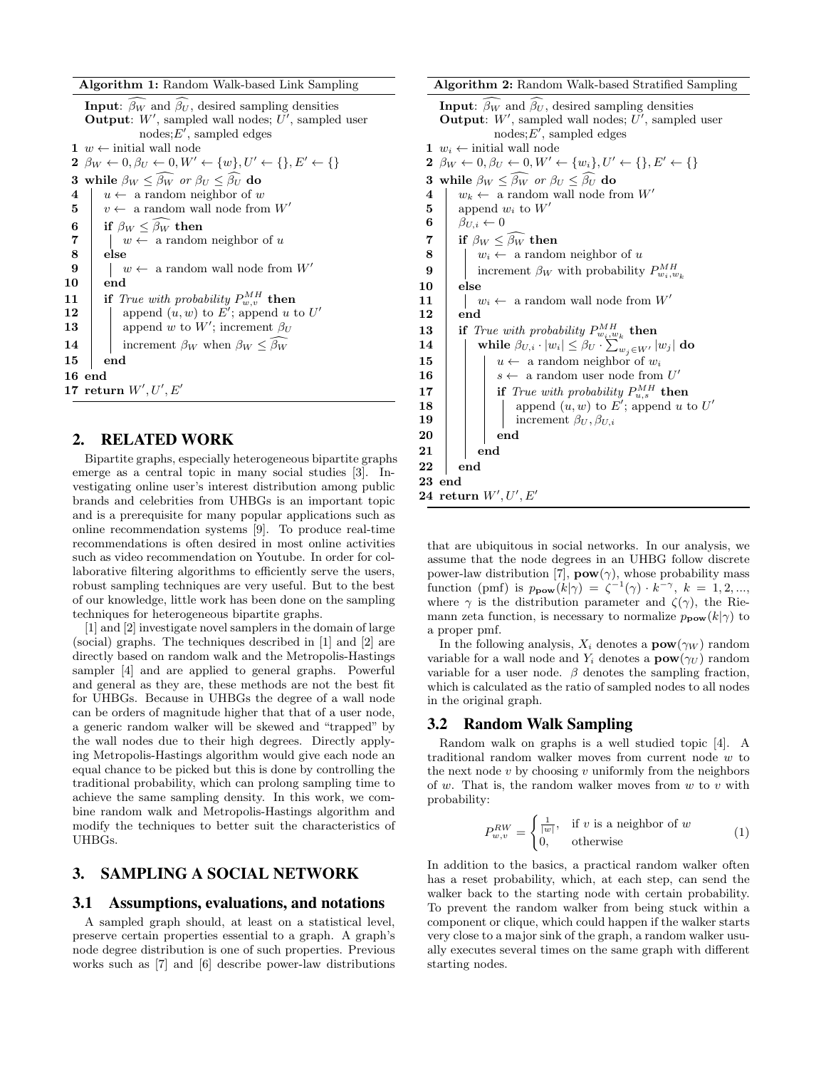**Algorithm 1:** Random Walk-based Link Sampling

```
Input: β̂_W and β̂_U, desired sampling densities
Output: W', sampled wall nodes; U', sampled user
        nodes; E', sampled edges
1  w ← initial wall node
2  β_W ← 0, β_U ← 0, W' ← {w}, U' ← {}, E' ← {}
3  while β_W ≤ β̂_W or β_U ≤ β̂_U do
4      u ← a random neighbor of w
5      v ← a random wall node from W'
6      if β_W ≤ β̂_W then
7          w ← a random neighbor of u
8      else
9          w ← a random wall node from W'
10     end
11     if True with probability P^{MH}_{w,v} then
12         append (u, w) to E'; append u to U'
13         append w to W'; increment β_U
14         increment β_W when β_W ≤ β̂_W
15     end
16 end
17 return W', U', E'
```

**Algorithm 2:** Random Walk-based Stratified Sampling

```
Input: β̂_W and β̂_U, desired sampling densities
Output: W', sampled wall nodes; U', sampled user
        nodes; E', sampled edges
1  w_i ← initial wall node
2  β_W ← 0, β_U ← 0, W' ← {w_i}, U' ← {}, E' ← {}
3  while β_W ≤ β̂_W or β_U ≤ β̂_U do
4      w_k ← a random wall node from W'
5      append w_i to W'
6      β_{U,i} ← 0
7      if β_W ≤ β̂_W then
8          w_i ← a random neighbor of u
9          increment β_W with probability P^{MH}_{w_i,w_k}
10     else
11         w_i ← a random wall node from W'
12     end
13     if True with probability P^{MH}_{w_i,w_k} then
14         while β_{U,i} · |w_i| ≤ β_U · Σ_{w_j ∈ W'} |w_j| do
15             u ← a random neighbor of w_i
16             s ← a random user node from U'
17             if True with probability P^{MH}_{u,s} then
18                 append (u, w) to E'; append u to U'
19                 increment β_U, β_{U,i}
20             end
21         end
22     end
23 end
24 return W', U', E'
```

## 2. RELATED WORK

Bipartite graphs, especially heterogeneous bipartite graphs emerge as a central topic in many social studies [3]. Investigating online user's interest distribution among public brands and celebrities from UHBGs is an important topic and is a prerequisite for many popular applications such as online recommendation systems [9]. To produce real-time recommendations is often desired in most online activities such as video recommendation on Youtube. In order for collaborative filtering algorithms to efficiently serve the users, robust sampling techniques are very useful. But to the best of our knowledge, little work has been done on the sampling techniques for heterogeneous bipartite graphs.

[1] and [2] investigate novel samplers in the domain of large (social) graphs. The techniques described in [1] and [2] are directly based on random walk and the Metropolis-Hastings sampler [4] and are applied to general graphs. Powerful and general as they are, these methods are not the best fit for UHBGs. Because in UHBGs the degree of a wall node can be orders of magnitude higher that that of a user node, a generic random walker will be skewed and "trapped" by the wall nodes due to their high degrees. Directly applying Metropolis-Hastings algorithm would give each node an equal chance to be picked but this is done by controlling the traditional probability, which can prolong sampling time to achieve the same sampling density. In this work, we combine random walk and Metropolis-Hastings algorithm and modify the techniques to better suit the characteristics of UHBGs.

## 3. SAMPLING A SOCIAL NETWORK

### 3.1 Assumptions, evaluations, and notations

A sampled graph should, at least on a statistical level, preserve certain properties essential to a graph. A graph's node degree distribution is one of such properties. Previous works such as [7] and [6] describe power-law distributions that are ubiquitous in social networks. In our analysis, we assume that the node degrees in an UHBG follow discrete power-law distribution [7], $\mathbf{pow}(\gamma)$, whose probability mass function (pmf) is $p_{\mathbf{pow}}(k|\gamma) = \zeta^{-1}(\gamma) \cdot k^{-\gamma},\ k = 1, 2, ...,$ where $\gamma$ is the distribution parameter and $\zeta(\gamma)$, the Riemann zeta function, is necessary to normalize $p_{\mathbf{pow}}(k|\gamma)$ to a proper pmf.

In the following analysis, $X_i$ denotes a $\mathbf{pow}(\gamma_W)$ random variable for a wall node and $Y_i$ denotes a $\mathbf{pow}(\gamma_U)$ random variable for a user node. $\beta$ denotes the sampling fraction, which is calculated as the ratio of sampled nodes to all nodes in the original graph.

### 3.2 Random Walk Sampling

Random walk on graphs is a well studied topic [4]. A traditional random walker moves from current node $w$ to the next node $v$ by choosing $v$ uniformly from the neighbors of $w$. That is, the random walker moves from $w$ to $v$ with probability:

$$P^{RW}_{w,v} = \begin{cases} \frac{1}{|w|}, & \text{if } v \text{ is a neighbor of } w \\ 0, & \text{otherwise} \end{cases} \tag{1}$$

In addition to the basics, a practical random walker often has a reset probability, which, at each step, can send the walker back to the starting node with certain probability. To prevent the random walker from being stuck within a component or clique, which could happen if the walker starts very close to a major sink of the graph, a random walker usually executes several times on the same graph with different starting nodes.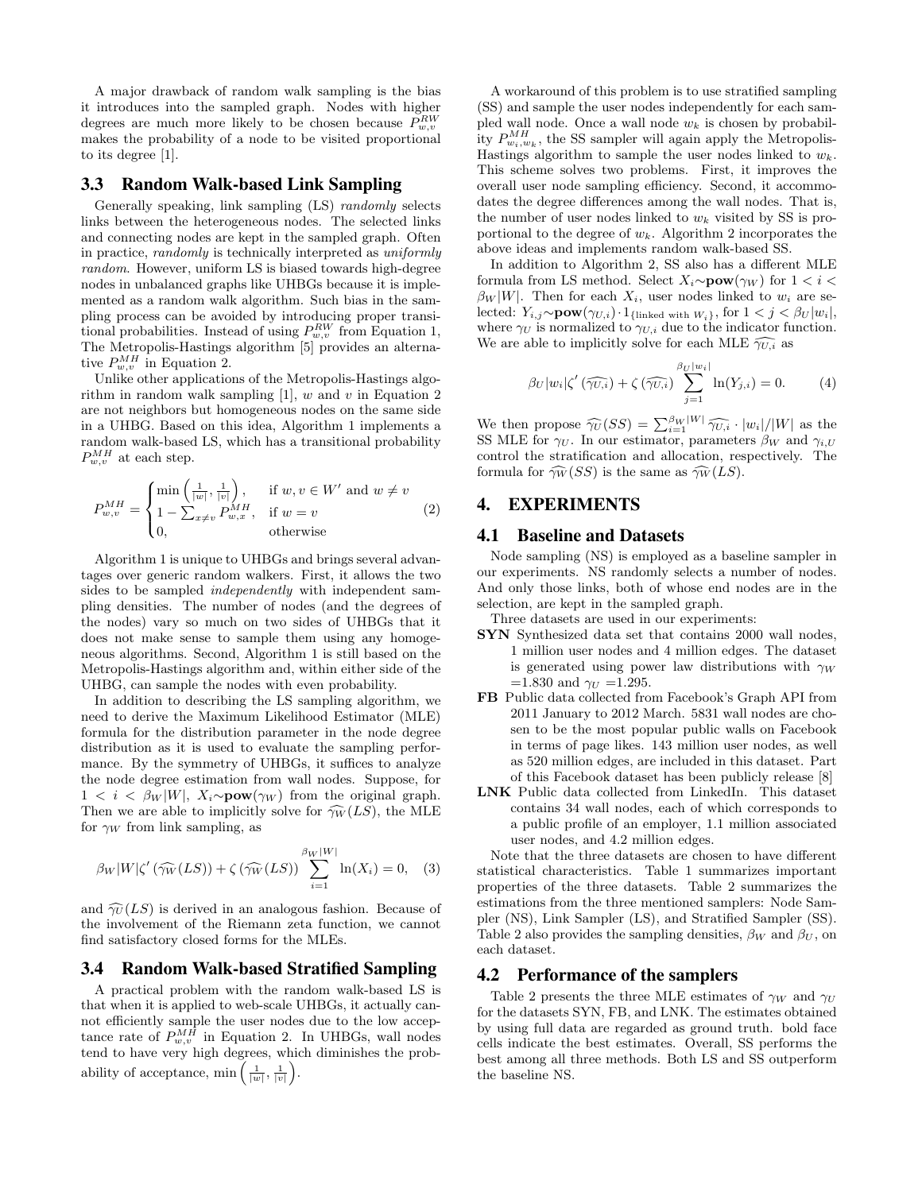A major drawback of random walk sampling is the bias it introduces into the sampled graph. Nodes with higher degrees are much more likely to be chosen because $P^{RW}_{w,v}$ makes the probability of a node to be visited proportional to its degree [1].

### 3.3 Random Walk-based Link Sampling

Generally speaking, link sampling (LS) *randomly* selects links between the heterogeneous nodes. The selected links and connecting nodes are kept in the sampled graph. Often in practice, *randomly* is technically interpreted as *uniformly random*. However, uniform LS is biased towards high-degree nodes in unbalanced graphs like UHBGs because it is implemented as a random walk algorithm. Such bias in the sampling process can be avoided by introducing proper transitional probabilities. Instead of using $P^{RW}_{w,v}$ from Equation 1, The Metropolis-Hastings algorithm [5] provides an alternative $P^{MH}_{w,v}$ in Equation 2.

Unlike other applications of the Metropolis-Hastings algorithm in random walk sampling [1], $w$ and $v$ in Equation 2 are not neighbors but homogeneous nodes on the same side in a UHBG. Based on this idea, Algorithm 1 implements a random walk-based LS, which has a transitional probability $P^{MH}_{w,v}$ at each step.

$$P^{MH}_{w,v} = \begin{cases} \min\left(\frac{1}{|w|}, \frac{1}{|v|}\right), & \text{if } w, v \in W' \text{ and } w \neq v \\ 1 - \sum_{x \neq v} P^{MH}_{w,x}, & \text{if } w = v \\ 0, & \text{otherwise} \end{cases} \quad (2)$$

Algorithm 1 is unique to UHBGs and brings several advantages over generic random walkers. First, it allows the two sides to be sampled *independently* with independent sampling densities. The number of nodes (and the degrees of the nodes) vary so much on two sides of UHBGs that it does not make sense to sample them using any homogeneous algorithms. Second, Algorithm 1 is still based on the Metropolis-Hastings algorithm and, within either side of the UHBG, can sample the nodes with even probability.

In addition to describing the LS sampling algorithm, we need to derive the Maximum Likelihood Estimator (MLE) formula for the distribution parameter in the node degree distribution as it is used to evaluate the sampling performance. By the symmetry of UHBGs, it suffices to analyze the node degree estimation from wall nodes. Suppose, for $1 < i < \beta_W|W|$, $X_i \sim \mathbf{pow}(\gamma_W)$ from the original graph. Then we are able to implicitly solve for $\widehat{\gamma_W}(LS)$, the MLE for $\gamma_W$ from link sampling, as

$$\beta_W|W|\zeta'\left(\widehat{\gamma_W}(LS)\right) + \zeta\left(\widehat{\gamma_W}(LS)\right) \sum_{i=1}^{\beta_W|W|} \ln(X_i) = 0, \quad (3)$$

and $\widehat{\gamma_U}(LS)$ is derived in an analogous fashion. Because of the involvement of the Riemann zeta function, we cannot find satisfactory closed forms for the MLEs.

### 3.4 Random Walk-based Stratified Sampling

A practical problem with the random walk-based LS is that when it is applied to web-scale UHBGs, it actually cannot efficiently sample the user nodes due to the low acceptance rate of $P^{MH}_{w,v}$ in Equation 2. In UHBGs, wall nodes tend to have very high degrees, which diminishes the probability of acceptance, $\min\left(\frac{1}{|w|}, \frac{1}{|v|}\right)$.

A workaround of this problem is to use stratified sampling (SS) and sample the user nodes independently for each sampled wall node. Once a wall node $w_k$ is chosen by probability $P^{MH}_{w_i,w_k}$, the SS sampler will again apply the Metropolis-Hastings algorithm to sample the user nodes linked to $w_k$. This scheme solves two problems. First, it improves the overall user node sampling efficiency. Second, it accommodates the degree differences among the wall nodes. That is, the number of user nodes linked to $w_k$ visited by SS is proportional to the degree of $w_k$. Algorithm 2 incorporates the above ideas and implements random walk-based SS.

In addition to Algorithm 2, SS also has a different MLE formula from LS method. Select $X_i \sim \mathbf{pow}(\gamma_W)$ for $1 < i < \beta_W|W|$. Then for each $X_i$, user nodes linked to $w_i$ are selected: $Y_{i,j} \sim \mathbf{pow}(\gamma_{U,i}) \cdot 1_{\{\text{linked with } W_i\}}$, for $1 < j < \beta_U|w_i|$, where $\gamma_U$ is normalized to $\gamma_{U,i}$ due to the indicator function. We are able to implicitly solve for each MLE $\widehat{\gamma_{U,i}}$ as

$$\beta_U|w_i|\zeta'\left(\widehat{\gamma_{U,i}}\right) + \zeta\left(\widehat{\gamma_{U,i}}\right) \sum_{j=1}^{\beta_U|w_i|} \ln(Y_{j,i}) = 0. \quad (4)$$

We then propose $\widehat{\gamma_U}(SS) = \sum_{i=1}^{\beta_W|W|} \widehat{\gamma_{U,i}} \cdot |w_i|/|W|$ as the SS MLE for $\gamma_U$. In our estimator, parameters $\beta_W$ and $\gamma_{i,U}$ control the stratification and allocation, respectively. The formula for $\widehat{\gamma_W}(SS)$ is the same as $\widehat{\gamma_W}(LS)$.

## 4. EXPERIMENTS

### 4.1 Baseline and Datasets

Node sampling (NS) is employed as a baseline sampler in our experiments. NS randomly selects a number of nodes. And only those links, both of whose end nodes are in the selection, are kept in the sampled graph.

Three datasets are used in our experiments:

- **SYN** Synthesized data set that contains 2000 wall nodes, 1 million user nodes and 4 million edges. The dataset is generated using power law distributions with $\gamma_W$ =1.830 and $\gamma_U$ =1.295.
- **FB** Public data collected from Facebook's Graph API from 2011 January to 2012 March. 5831 wall nodes are chosen to be the most popular public walls on Facebook in terms of page likes. 143 million user nodes, as well as 520 million edges, are included in this dataset. Part of this Facebook dataset has been publicly release [8]
- **LNK** Public data collected from LinkedIn. This dataset contains 34 wall nodes, each of which corresponds to a public profile of an employer, 1.1 million associated user nodes, and 4.2 million edges.

Note that the three datasets are chosen to have different statistical characteristics. Table 1 summarizes important properties of the three datasets. Table 2 summarizes the estimations from the three mentioned samplers: Node Sampler (NS), Link Sampler (LS), and Stratified Sampler (SS). Table 2 also provides the sampling densities, $\beta_W$ and $\beta_U$, on each dataset.

### 4.2 Performance of the samplers

Table 2 presents the three MLE estimates of $\gamma_W$ and $\gamma_U$ for the datasets SYN, FB, and LNK. The estimates obtained by using full data are regarded as ground truth. bold face cells indicate the best estimates. Overall, SS performs the best among all three methods. Both LS and SS outperform the baseline NS.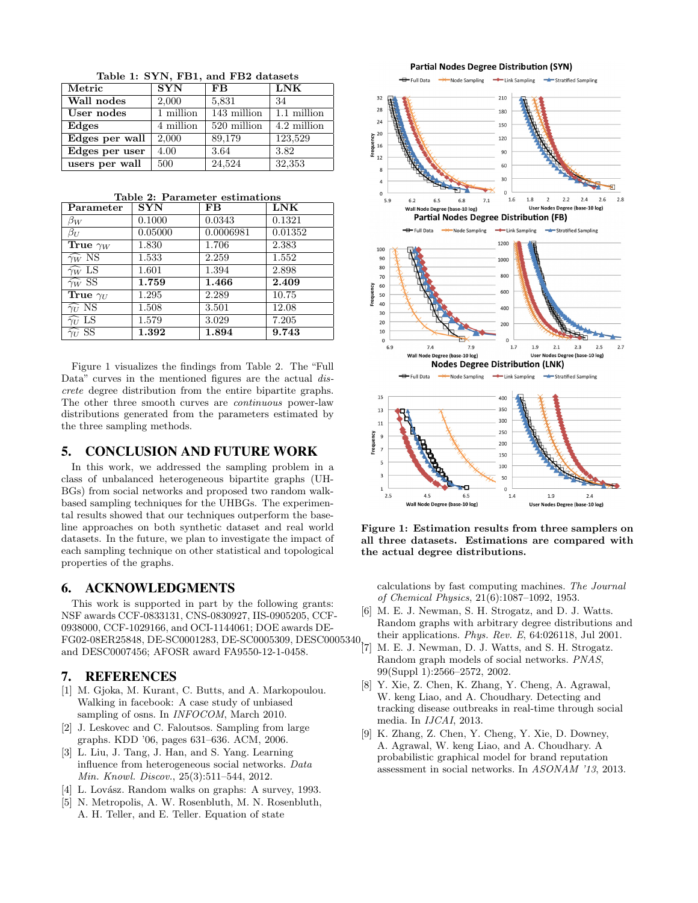Table 1: SYN, FB1, and FB2 datasets

| Metric | SYN | FB | LNK |
|---|---|---|---|
| **Wall nodes** | 2,000 | 5,831 | 34 |
| **User nodes** | 1 million | 143 million | 1.1 million |
| **Edges** | 4 million | 520 million | 4.2 million |
| **Edges per wall** | 2,000 | 89,179 | 123,529 |
| **Edges per user** | 4.00 | 3.64 | 3.82 |
| **users per wall** | 500 | 24,524 | 32,353 |

Table 2: Parameter estimations

| Parameter | SYN | FB | LNK |
|---|---|---|---|
| $\beta_W$ | 0.1000 | 0.0343 | 0.1321 |
| $\beta_U$ | 0.05000 | 0.0006981 | 0.01352 |
| **True** $\gamma_W$ | 1.830 | 1.706 | 2.383 |
| $\widehat{\gamma_W}$ NS | 1.533 | 2.259 | 1.552 |
| $\widehat{\gamma_W}$ LS | 1.601 | 1.394 | 2.898 |
| $\widehat{\gamma_W}$ SS | **1.759** | **1.466** | **2.409** |
| **True** $\gamma_U$ | 1.295 | 2.289 | 10.75 |
| $\widehat{\gamma_U}$ NS | 1.508 | 3.501 | 12.08 |
| $\widehat{\gamma_U}$ LS | 1.579 | 3.029 | 7.205 |
| $\widehat{\gamma_U}$ SS | **1.392** | **1.894** | **9.743** |

Figure 1 visualizes the findings from Table 2. The "Full Data" curves in the mentioned figures are the actual *discrete* degree distribution from the entire bipartite graphs. The other three smooth curves are *continuous* power-law distributions generated from the parameters estimated by the three sampling methods.

## 5. CONCLUSION AND FUTURE WORK

In this work, we addressed the sampling problem in a class of unbalanced heterogeneous bipartite graphs (UHBGs) from social networks and proposed two random walk-based sampling techniques for the UHBGs. The experimental results showed that our techniques outperform the baseline approaches on both synthetic dataset and real world datasets. In the future, we plan to investigate the impact of each sampling technique on other statistical and topological properties of the graphs.

## 6. ACKNOWLEDGMENTS

This work is supported in part by the following grants: NSF awards CCF-0833131, CNS-0830927, IIS-0905205, CCF-0938000, CCF-1029166, and OCI-1144061; DOE awards DE-FG02-08ER25848, DE-SC0001283, DE-SC0005309, DESC0005340, and DESC0007456; AFOSR award FA9550-12-1-0458.

## 7. REFERENCES

[1] M. Gjoka, M. Kurant, C. Butts, and A. Markopoulou. Walking in facebook: A case study of unbiased sampling of osns. In *INFOCOM*, March 2010.

[2] J. Leskovec and C. Faloutsos. Sampling from large graphs. KDD '06, pages 631–636. ACM, 2006.

[3] L. Liu, J. Tang, J. Han, and S. Yang. Learning influence from heterogeneous social networks. *Data Min. Knowl. Discov.*, 25(3):511–544, 2012.

[4] L. Lovász. Random walks on graphs: A survey, 1993.

[5] N. Metropolis, A. W. Rosenbluth, M. N. Rosenbluth, A. H. Teller, and E. Teller. Equation of state calculations by fast computing machines. *The Journal of Chemical Physics*, 21(6):1087–1092, 1953.

[6] M. E. J. Newman, S. H. Strogatz, and D. J. Watts. Random graphs with arbitrary degree distributions and their applications. *Phys. Rev. E*, 64:026118, Jul 2001.

[7] M. E. J. Newman, D. J. Watts, and S. H. Strogatz. Random graph models of social networks. *PNAS*, 99(Suppl 1):2566–2572, 2002.

[8] Y. Xie, Z. Chen, K. Zhang, Y. Cheng, A. Agrawal, W. keng Liao, and A. Choudhary. Detecting and tracking disease outbreaks in real-time through social media. In *IJCAI*, 2013.

[9] K. Zhang, Z. Chen, Y. Cheng, Y. Xie, D. Downey, A. Agrawal, W. keng Liao, and A. Choudhary. A probabilistic graphical model for brand reputation assessment in social networks. In *ASONAM '13*, 2013.

Partial Nodes Degree Distribution (SYN)

Full Data, Node Sampling, Link Sampling, Stratified Sampling

Frequency

Wall Node Degree (base-10 log)

User Nodes Degree (base-10 log)

Partial Nodes Degree Distribution (FB)

Full Data, Node Sampling, Link Sampling, Stratified Sampling

Frequency

Wall Node Degree (base-10 log)

User Nodes Degree (base-10 log)

Nodes Degree Distribution (LNK)

Full Data, Node Sampling, Link Sampling, Stratified Sampling

Frequency

Wall Node Degree (base-10 log)

User Nodes Degree (base-10 log)

**Figure 1: Estimation results from three samplers on all three datasets. Estimations are compared with the actual degree distributions.**